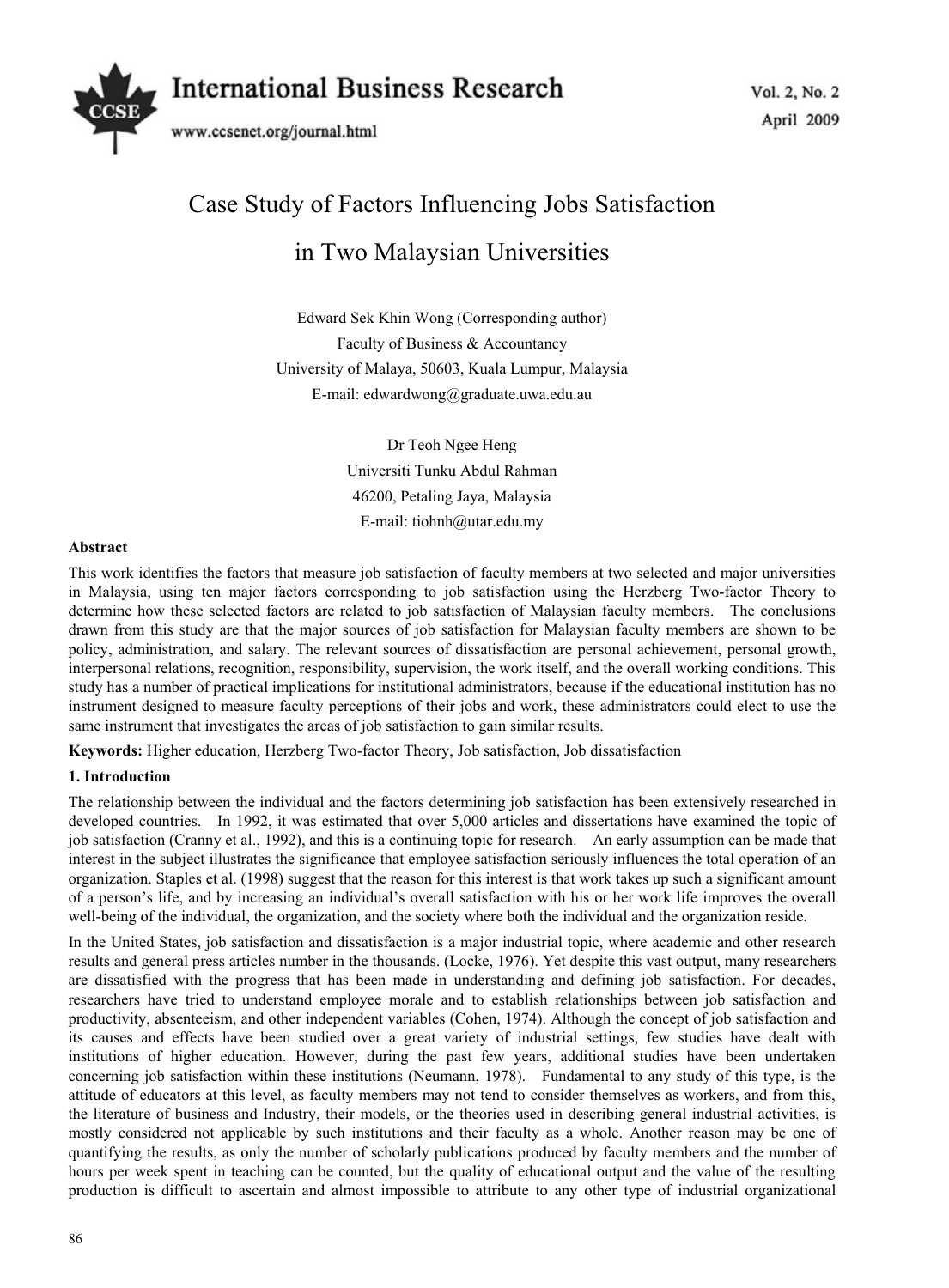# Case Study of Factors Influencing Jobs Satisfaction in Two Malaysian Universities

Edward Sek Khin Wong (Corresponding author)
Faculty of Business & Accountancy
University of Malaya, 50603, Kuala Lumpur, Malaysia
E-mail: edwardwong@graduate.uwa.edu.au

Dr Teoh Ngee Heng
Universiti Tunku Abdul Rahman
46200, Petaling Jaya, Malaysia
E-mail: tiohnh@utar.edu.my

**Abstract**

This work identifies the factors that measure job satisfaction of faculty members at two selected and major universities in Malaysia, using ten major factors corresponding to job satisfaction using the Herzberg Two-factor Theory to determine how these selected factors are related to job satisfaction of Malaysian faculty members. The conclusions drawn from this study are that the major sources of job satisfaction for Malaysian faculty members are shown to be policy, administration, and salary. The relevant sources of dissatisfaction are personal achievement, personal growth, interpersonal relations, recognition, responsibility, supervision, the work itself, and the overall working conditions. This study has a number of practical implications for institutional administrators, because if the educational institution has no instrument designed to measure faculty perceptions of their jobs and work, these administrators could elect to use the same instrument that investigates the areas of job satisfaction to gain similar results.

**Keywords:** Higher education, Herzberg Two-factor Theory, Job satisfaction, Job dissatisfaction

## 1. Introduction

The relationship between the individual and the factors determining job satisfaction has been extensively researched in developed countries. In 1992, it was estimated that over 5,000 articles and dissertations have examined the topic of job satisfaction (Cranny et al., 1992), and this is a continuing topic for research. An early assumption can be made that interest in the subject illustrates the significance that employee satisfaction seriously influences the total operation of an organization. Staples et al. (1998) suggest that the reason for this interest is that work takes up such a significant amount of a person's life, and by increasing an individual's overall satisfaction with his or her work life improves the overall well-being of the individual, the organization, and the society where both the individual and the organization reside.

In the United States, job satisfaction and dissatisfaction is a major industrial topic, where academic and other research results and general press articles number in the thousands. (Locke, 1976). Yet despite this vast output, many researchers are dissatisfied with the progress that has been made in understanding and defining job satisfaction. For decades, researchers have tried to understand employee morale and to establish relationships between job satisfaction and productivity, absenteeism, and other independent variables (Cohen, 1974). Although the concept of job satisfaction and its causes and effects have been studied over a great variety of industrial settings, few studies have dealt with institutions of higher education. However, during the past few years, additional studies have been undertaken concerning job satisfaction within these institutions (Neumann, 1978). Fundamental to any study of this type, is the attitude of educators at this level, as faculty members may not tend to consider themselves as workers, and from this, the literature of business and Industry, their models, or the theories used in describing general industrial activities, is mostly considered not applicable by such institutions and their faculty as a whole. Another reason may be one of quantifying the results, as only the number of scholarly publications produced by faculty members and the number of hours per week spent in teaching can be counted, but the quality of educational output and the value of the resulting production is difficult to ascertain and almost impossible to attribute to any other type of industrial organizational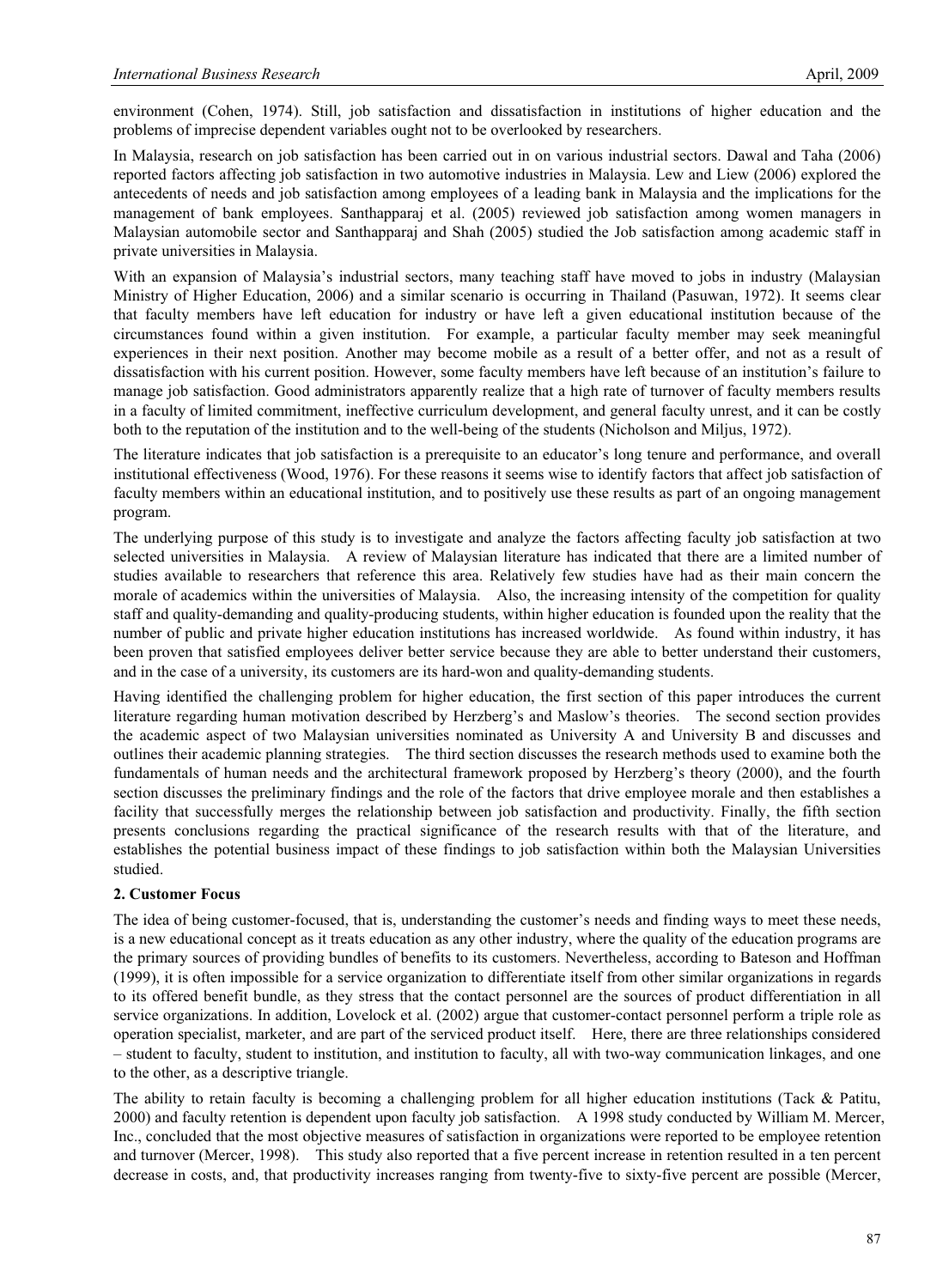environment (Cohen, 1974). Still, job satisfaction and dissatisfaction in institutions of higher education and the problems of imprecise dependent variables ought not to be overlooked by researchers.

In Malaysia, research on job satisfaction has been carried out in on various industrial sectors. Dawal and Taha (2006) reported factors affecting job satisfaction in two automotive industries in Malaysia. Lew and Liew (2006) explored the antecedents of needs and job satisfaction among employees of a leading bank in Malaysia and the implications for the management of bank employees. Santhapparaj et al. (2005) reviewed job satisfaction among women managers in Malaysian automobile sector and Santhapparaj and Shah (2005) studied the Job satisfaction among academic staff in private universities in Malaysia.

With an expansion of Malaysia's industrial sectors, many teaching staff have moved to jobs in industry (Malaysian Ministry of Higher Education, 2006) and a similar scenario is occurring in Thailand (Pasuwan, 1972). It seems clear that faculty members have left education for industry or have left a given educational institution because of the circumstances found within a given institution. For example, a particular faculty member may seek meaningful experiences in their next position. Another may become mobile as a result of a better offer, and not as a result of dissatisfaction with his current position. However, some faculty members have left because of an institution's failure to manage job satisfaction. Good administrators apparently realize that a high rate of turnover of faculty members results in a faculty of limited commitment, ineffective curriculum development, and general faculty unrest, and it can be costly both to the reputation of the institution and to the well-being of the students (Nicholson and Miljus, 1972).

The literature indicates that job satisfaction is a prerequisite to an educator's long tenure and performance, and overall institutional effectiveness (Wood, 1976). For these reasons it seems wise to identify factors that affect job satisfaction of faculty members within an educational institution, and to positively use these results as part of an ongoing management program.

The underlying purpose of this study is to investigate and analyze the factors affecting faculty job satisfaction at two selected universities in Malaysia. A review of Malaysian literature has indicated that there are a limited number of studies available to researchers that reference this area. Relatively few studies have had as their main concern the morale of academics within the universities of Malaysia. Also, the increasing intensity of the competition for quality staff and quality-demanding and quality-producing students, within higher education is founded upon the reality that the number of public and private higher education institutions has increased worldwide. As found within industry, it has been proven that satisfied employees deliver better service because they are able to better understand their customers, and in the case of a university, its customers are its hard-won and quality-demanding students.

Having identified the challenging problem for higher education, the first section of this paper introduces the current literature regarding human motivation described by Herzberg's and Maslow's theories. The second section provides the academic aspect of two Malaysian universities nominated as University A and University B and discusses and outlines their academic planning strategies. The third section discusses the research methods used to examine both the fundamentals of human needs and the architectural framework proposed by Herzberg's theory (2000), and the fourth section discusses the preliminary findings and the role of the factors that drive employee morale and then establishes a facility that successfully merges the relationship between job satisfaction and productivity. Finally, the fifth section presents conclusions regarding the practical significance of the research results with that of the literature, and establishes the potential business impact of these findings to job satisfaction within both the Malaysian Universities studied.

## 2. Customer Focus

The idea of being customer-focused, that is, understanding the customer's needs and finding ways to meet these needs, is a new educational concept as it treats education as any other industry, where the quality of the education programs are the primary sources of providing bundles of benefits to its customers. Nevertheless, according to Bateson and Hoffman (1999), it is often impossible for a service organization to differentiate itself from other similar organizations in regards to its offered benefit bundle, as they stress that the contact personnel are the sources of product differentiation in all service organizations. In addition, Lovelock et al. (2002) argue that customer-contact personnel perform a triple role as operation specialist, marketer, and are part of the serviced product itself. Here, there are three relationships considered – student to faculty, student to institution, and institution to faculty, all with two-way communication linkages, and one to the other, as a descriptive triangle.

The ability to retain faculty is becoming a challenging problem for all higher education institutions (Tack & Patitu, 2000) and faculty retention is dependent upon faculty job satisfaction. A 1998 study conducted by William M. Mercer, Inc., concluded that the most objective measures of satisfaction in organizations were reported to be employee retention and turnover (Mercer, 1998). This study also reported that a five percent increase in retention resulted in a ten percent decrease in costs, and, that productivity increases ranging from twenty-five to sixty-five percent are possible (Mercer,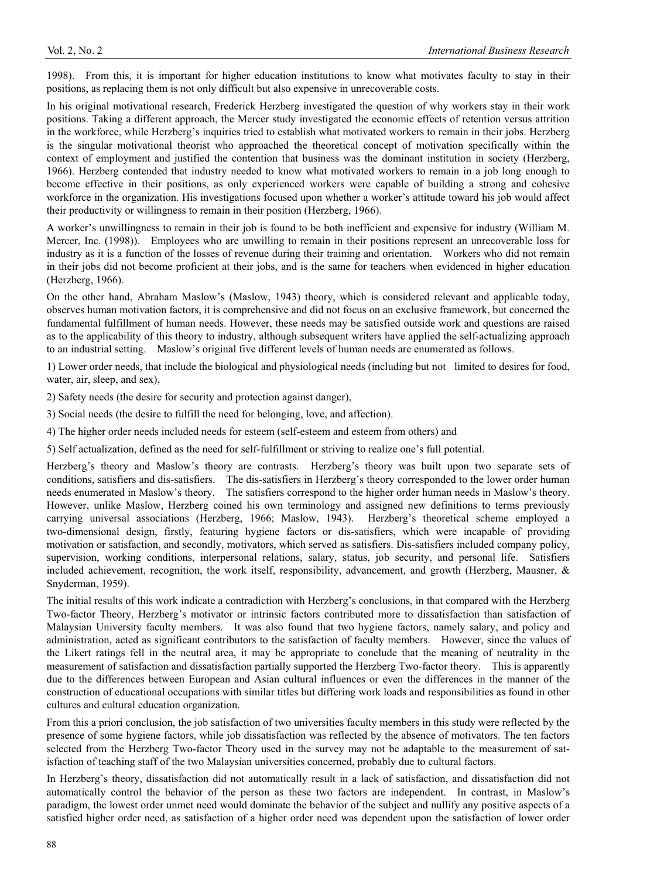1998). From this, it is important for higher education institutions to know what motivates faculty to stay in their positions, as replacing them is not only difficult but also expensive in unrecoverable costs.

In his original motivational research, Frederick Herzberg investigated the question of why workers stay in their work positions. Taking a different approach, the Mercer study investigated the economic effects of retention versus attrition in the workforce, while Herzberg's inquiries tried to establish what motivated workers to remain in their jobs. Herzberg is the singular motivational theorist who approached the theoretical concept of motivation specifically within the context of employment and justified the contention that business was the dominant institution in society (Herzberg, 1966). Herzberg contended that industry needed to know what motivated workers to remain in a job long enough to become effective in their positions, as only experienced workers were capable of building a strong and cohesive workforce in the organization. His investigations focused upon whether a worker's attitude toward his job would affect their productivity or willingness to remain in their position (Herzberg, 1966).

A worker's unwillingness to remain in their job is found to be both inefficient and expensive for industry (William M. Mercer, Inc. (1998)). Employees who are unwilling to remain in their positions represent an unrecoverable loss for industry as it is a function of the losses of revenue during their training and orientation. Workers who did not remain in their jobs did not become proficient at their jobs, and is the same for teachers when evidenced in higher education (Herzberg, 1966).

On the other hand, Abraham Maslow's (Maslow, 1943) theory, which is considered relevant and applicable today, observes human motivation factors, it is comprehensive and did not focus on an exclusive framework, but concerned the fundamental fulfillment of human needs. However, these needs may be satisfied outside work and questions are raised as to the applicability of this theory to industry, although subsequent writers have applied the self-actualizing approach to an industrial setting. Maslow's original five different levels of human needs are enumerated as follows.

1) Lower order needs, that include the biological and physiological needs (including but not limited to desires for food, water, air, sleep, and sex),

2) Safety needs (the desire for security and protection against danger),

3) Social needs (the desire to fulfill the need for belonging, love, and affection).

4) The higher order needs included needs for esteem (self-esteem and esteem from others) and

5) Self actualization, defined as the need for self-fulfillment or striving to realize one's full potential.

Herzberg's theory and Maslow's theory are contrasts. Herzberg's theory was built upon two separate sets of conditions, satisfiers and dis-satisfiers. The dis-satisfiers in Herzberg's theory corresponded to the lower order human needs enumerated in Maslow's theory. The satisfiers correspond to the higher order human needs in Maslow's theory. However, unlike Maslow, Herzberg coined his own terminology and assigned new definitions to terms previously carrying universal associations (Herzberg, 1966; Maslow, 1943). Herzberg's theoretical scheme employed a two-dimensional design, firstly, featuring hygiene factors or dis-satisfiers, which were incapable of providing motivation or satisfaction, and secondly, motivators, which served as satisfiers. Dis-satisfiers included company policy, supervision, working conditions, interpersonal relations, salary, status, job security, and personal life. Satisfiers included achievement, recognition, the work itself, responsibility, advancement, and growth (Herzberg, Mausner, & Snyderman, 1959).

The initial results of this work indicate a contradiction with Herzberg's conclusions, in that compared with the Herzberg Two-factor Theory, Herzberg's motivator or intrinsic factors contributed more to dissatisfaction than satisfaction of Malaysian University faculty members. It was also found that two hygiene factors, namely salary, and policy and administration, acted as significant contributors to the satisfaction of faculty members. However, since the values of the Likert ratings fell in the neutral area, it may be appropriate to conclude that the meaning of neutrality in the measurement of satisfaction and dissatisfaction partially supported the Herzberg Two-factor theory. This is apparently due to the differences between European and Asian cultural influences or even the differences in the manner of the construction of educational occupations with similar titles but differing work loads and responsibilities as found in other cultures and cultural education organization.

From this a priori conclusion, the job satisfaction of two universities faculty members in this study were reflected by the presence of some hygiene factors, while job dissatisfaction was reflected by the absence of motivators. The ten factors selected from the Herzberg Two-factor Theory used in the survey may not be adaptable to the measurement of satisfaction of teaching staff of the two Malaysian universities concerned, probably due to cultural factors.

In Herzberg's theory, dissatisfaction did not automatically result in a lack of satisfaction, and dissatisfaction did not automatically control the behavior of the person as these two factors are independent. In contrast, in Maslow's paradigm, the lowest order unmet need would dominate the behavior of the subject and nullify any positive aspects of a satisfied higher order need, as satisfaction of a higher order need was dependent upon the satisfaction of lower order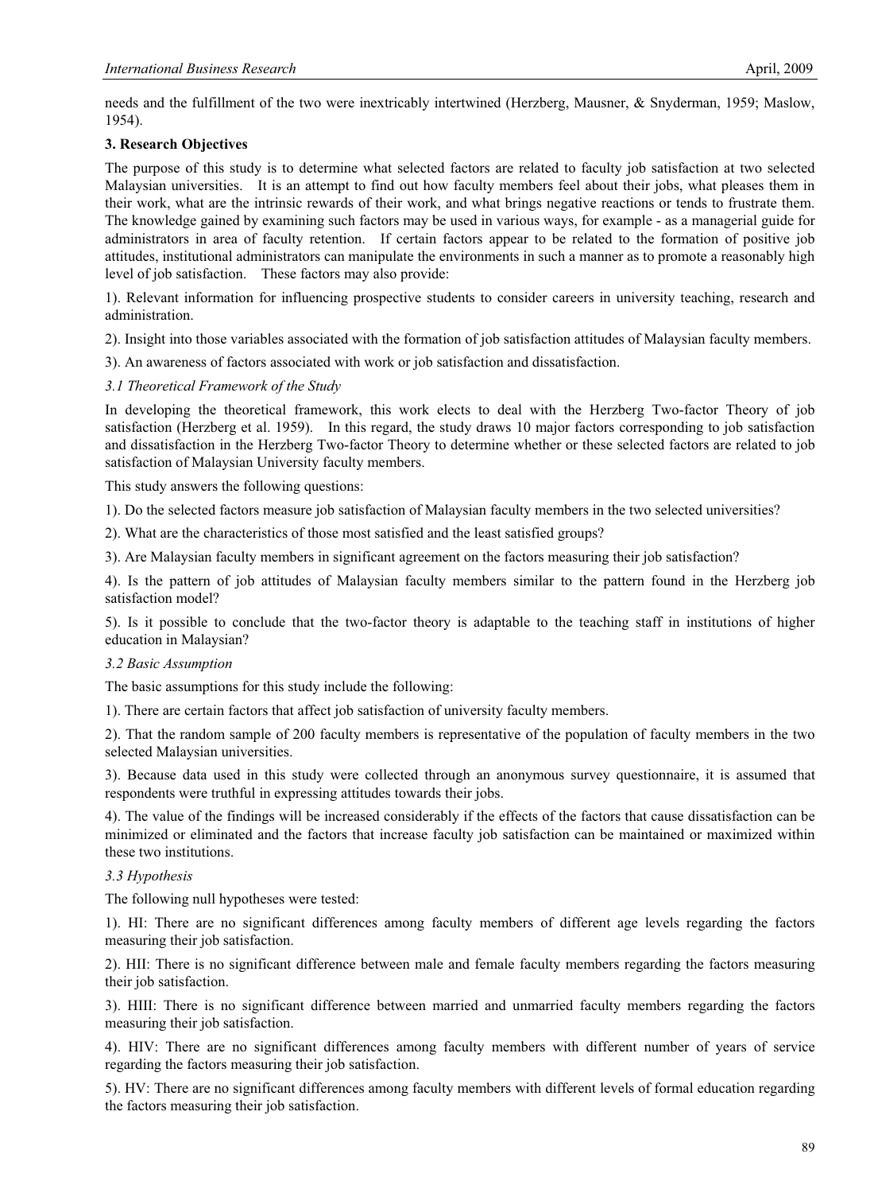needs and the fulfillment of the two were inextricably intertwined (Herzberg, Mausner, & Snyderman, 1959; Maslow, 1954).

## 3. Research Objectives

The purpose of this study is to determine what selected factors are related to faculty job satisfaction at two selected Malaysian universities. It is an attempt to find out how faculty members feel about their jobs, what pleases them in their work, what are the intrinsic rewards of their work, and what brings negative reactions or tends to frustrate them. The knowledge gained by examining such factors may be used in various ways, for example - as a managerial guide for administrators in area of faculty retention. If certain factors appear to be related to the formation of positive job attitudes, institutional administrators can manipulate the environments in such a manner as to promote a reasonably high level of job satisfaction. These factors may also provide:

1). Relevant information for influencing prospective students to consider careers in university teaching, research and administration.

2). Insight into those variables associated with the formation of job satisfaction attitudes of Malaysian faculty members.

3). An awareness of factors associated with work or job satisfaction and dissatisfaction.

### *3.1 Theoretical Framework of the Study*

In developing the theoretical framework, this work elects to deal with the Herzberg Two-factor Theory of job satisfaction (Herzberg et al. 1959). In this regard, the study draws 10 major factors corresponding to job satisfaction and dissatisfaction in the Herzberg Two-factor Theory to determine whether or these selected factors are related to job satisfaction of Malaysian University faculty members.

This study answers the following questions:

1). Do the selected factors measure job satisfaction of Malaysian faculty members in the two selected universities?

2). What are the characteristics of those most satisfied and the least satisfied groups?

3). Are Malaysian faculty members in significant agreement on the factors measuring their job satisfaction?

4). Is the pattern of job attitudes of Malaysian faculty members similar to the pattern found in the Herzberg job satisfaction model?

5). Is it possible to conclude that the two-factor theory is adaptable to the teaching staff in institutions of higher education in Malaysian?

### *3.2 Basic Assumption*

The basic assumptions for this study include the following:

1). There are certain factors that affect job satisfaction of university faculty members.

2). That the random sample of 200 faculty members is representative of the population of faculty members in the two selected Malaysian universities.

3). Because data used in this study were collected through an anonymous survey questionnaire, it is assumed that respondents were truthful in expressing attitudes towards their jobs.

4). The value of the findings will be increased considerably if the effects of the factors that cause dissatisfaction can be minimized or eliminated and the factors that increase faculty job satisfaction can be maintained or maximized within these two institutions.

### *3.3 Hypothesis*

The following null hypotheses were tested:

1). HI: There are no significant differences among faculty members of different age levels regarding the factors measuring their job satisfaction.

2). HII: There is no significant difference between male and female faculty members regarding the factors measuring their job satisfaction.

3). HIII: There is no significant difference between married and unmarried faculty members regarding the factors measuring their job satisfaction.

4). HIV: There are no significant differences among faculty members with different number of years of service regarding the factors measuring their job satisfaction.

5). HV: There are no significant differences among faculty members with different levels of formal education regarding the factors measuring their job satisfaction.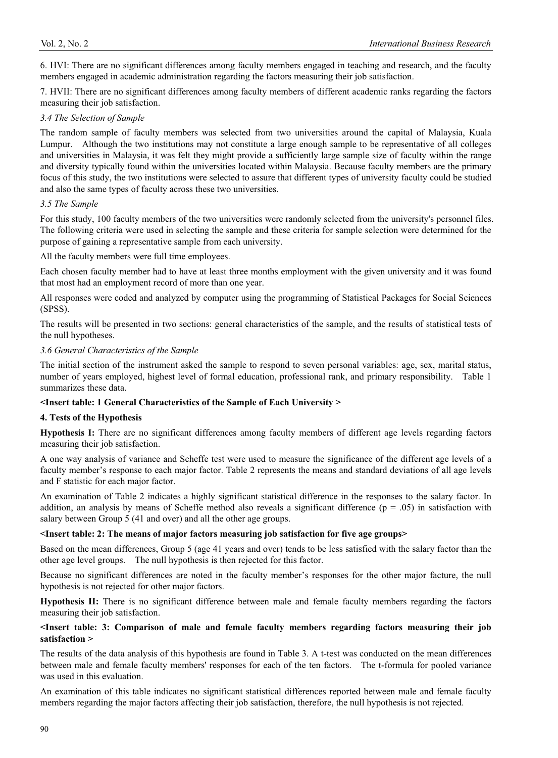6. HVI: There are no significant differences among faculty members engaged in teaching and research, and the faculty members engaged in academic administration regarding the factors measuring their job satisfaction.

7. HVII: There are no significant differences among faculty members of different academic ranks regarding the factors measuring their job satisfaction.

### *3.4 The Selection of Sample*

The random sample of faculty members was selected from two universities around the capital of Malaysia, Kuala Lumpur. Although the two institutions may not constitute a large enough sample to be representative of all colleges and universities in Malaysia, it was felt they might provide a sufficiently large sample size of faculty within the range and diversity typically found within the universities located within Malaysia. Because faculty members are the primary focus of this study, the two institutions were selected to assure that different types of university faculty could be studied and also the same types of faculty across these two universities.

### *3.5 The Sample*

For this study, 100 faculty members of the two universities were randomly selected from the university's personnel files. The following criteria were used in selecting the sample and these criteria for sample selection were determined for the purpose of gaining a representative sample from each university.

All the faculty members were full time employees.

Each chosen faculty member had to have at least three months employment with the given university and it was found that most had an employment record of more than one year.

All responses were coded and analyzed by computer using the programming of Statistical Packages for Social Sciences (SPSS).

The results will be presented in two sections: general characteristics of the sample, and the results of statistical tests of the null hypotheses.

### *3.6 General Characteristics of the Sample*

The initial section of the instrument asked the sample to respond to seven personal variables: age, sex, marital status, number of years employed, highest level of formal education, professional rank, and primary responsibility. Table 1 summarizes these data.

**<Insert table: 1 General Characteristics of the Sample of Each University >**

## 4. Tests of the Hypothesis

**Hypothesis I:** There are no significant differences among faculty members of different age levels regarding factors measuring their job satisfaction.

A one way analysis of variance and Scheffe test were used to measure the significance of the different age levels of a faculty member's response to each major factor. Table 2 represents the means and standard deviations of all age levels and F statistic for each major factor.

An examination of Table 2 indicates a highly significant statistical difference in the responses to the salary factor. In addition, an analysis by means of Scheffe method also reveals a significant difference ($p = .05$) in satisfaction with salary between Group 5 (41 and over) and all the other age groups.

**<Insert table: 2: The means of major factors measuring job satisfaction for five age groups>**

Based on the mean differences, Group 5 (age 41 years and over) tends to be less satisfied with the salary factor than the other age level groups. The null hypothesis is then rejected for this factor.

Because no significant differences are noted in the faculty member's responses for the other major facture, the null hypothesis is not rejected for other major factors.

**Hypothesis II:** There is no significant difference between male and female faculty members regarding the factors measuring their job satisfaction.

**<Insert table: 3: Comparison of male and female faculty members regarding factors measuring their job satisfaction >**

The results of the data analysis of this hypothesis are found in Table 3. A t-test was conducted on the mean differences between male and female faculty members' responses for each of the ten factors. The t-formula for pooled variance was used in this evaluation.

An examination of this table indicates no significant statistical differences reported between male and female faculty members regarding the major factors affecting their job satisfaction, therefore, the null hypothesis is not rejected.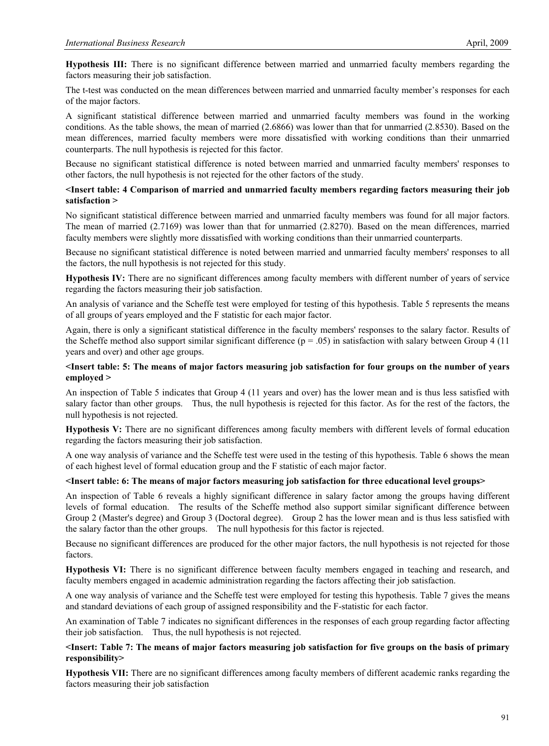**Hypothesis III:** There is no significant difference between married and unmarried faculty members regarding the factors measuring their job satisfaction.

The t-test was conducted on the mean differences between married and unmarried faculty member's responses for each of the major factors.

A significant statistical difference between married and unmarried faculty members was found in the working conditions. As the table shows, the mean of married (2.6866) was lower than that for unmarried (2.8530). Based on the mean differences, married faculty members were more dissatisfied with working conditions than their unmarried counterparts. The null hypothesis is rejected for this factor.

Because no significant statistical difference is noted between married and unmarried faculty members' responses to other factors, the null hypothesis is not rejected for the other factors of the study.

**<Insert table: 4 Comparison of married and unmarried faculty members regarding factors measuring their job satisfaction >**

No significant statistical difference between married and unmarried faculty members was found for all major factors. The mean of married (2.7169) was lower than that for unmarried (2.8270). Based on the mean differences, married faculty members were slightly more dissatisfied with working conditions than their unmarried counterparts.

Because no significant statistical difference is noted between married and unmarried faculty members' responses to all the factors, the null hypothesis is not rejected for this study.

**Hypothesis IV:** There are no significant differences among faculty members with different number of years of service regarding the factors measuring their job satisfaction.

An analysis of variance and the Scheffe test were employed for testing of this hypothesis. Table 5 represents the means of all groups of years employed and the F statistic for each major factor.

Again, there is only a significant statistical difference in the faculty members' responses to the salary factor. Results of the Scheffe method also support similar significant difference ($p = .05$) in satisfaction with salary between Group 4 (11 years and over) and other age groups.

**<Insert table: 5: The means of major factors measuring job satisfaction for four groups on the number of years employed >**

An inspection of Table 5 indicates that Group 4 (11 years and over) has the lower mean and is thus less satisfied with salary factor than other groups. Thus, the null hypothesis is rejected for this factor. As for the rest of the factors, the null hypothesis is not rejected.

**Hypothesis V:** There are no significant differences among faculty members with different levels of formal education regarding the factors measuring their job satisfaction.

A one way analysis of variance and the Scheffe test were used in the testing of this hypothesis. Table 6 shows the mean of each highest level of formal education group and the F statistic of each major factor.

**<Insert table: 6: The means of major factors measuring job satisfaction for three educational level groups>**

An inspection of Table 6 reveals a highly significant difference in salary factor among the groups having different levels of formal education. The results of the Scheffe method also support similar significant difference between Group 2 (Master's degree) and Group 3 (Doctoral degree). Group 2 has the lower mean and is thus less satisfied with the salary factor than the other groups. The null hypothesis for this factor is rejected.

Because no significant differences are produced for the other major factors, the null hypothesis is not rejected for those factors.

**Hypothesis VI:** There is no significant difference between faculty members engaged in teaching and research, and faculty members engaged in academic administration regarding the factors affecting their job satisfaction.

A one way analysis of variance and the Scheffe test were employed for testing this hypothesis. Table 7 gives the means and standard deviations of each group of assigned responsibility and the F-statistic for each factor.

An examination of Table 7 indicates no significant differences in the responses of each group regarding factor affecting their job satisfaction. Thus, the null hypothesis is not rejected.

**<Insert: Table 7: The means of major factors measuring job satisfaction for five groups on the basis of primary responsibility>**

**Hypothesis VII:** There are no significant differences among faculty members of different academic ranks regarding the factors measuring their job satisfaction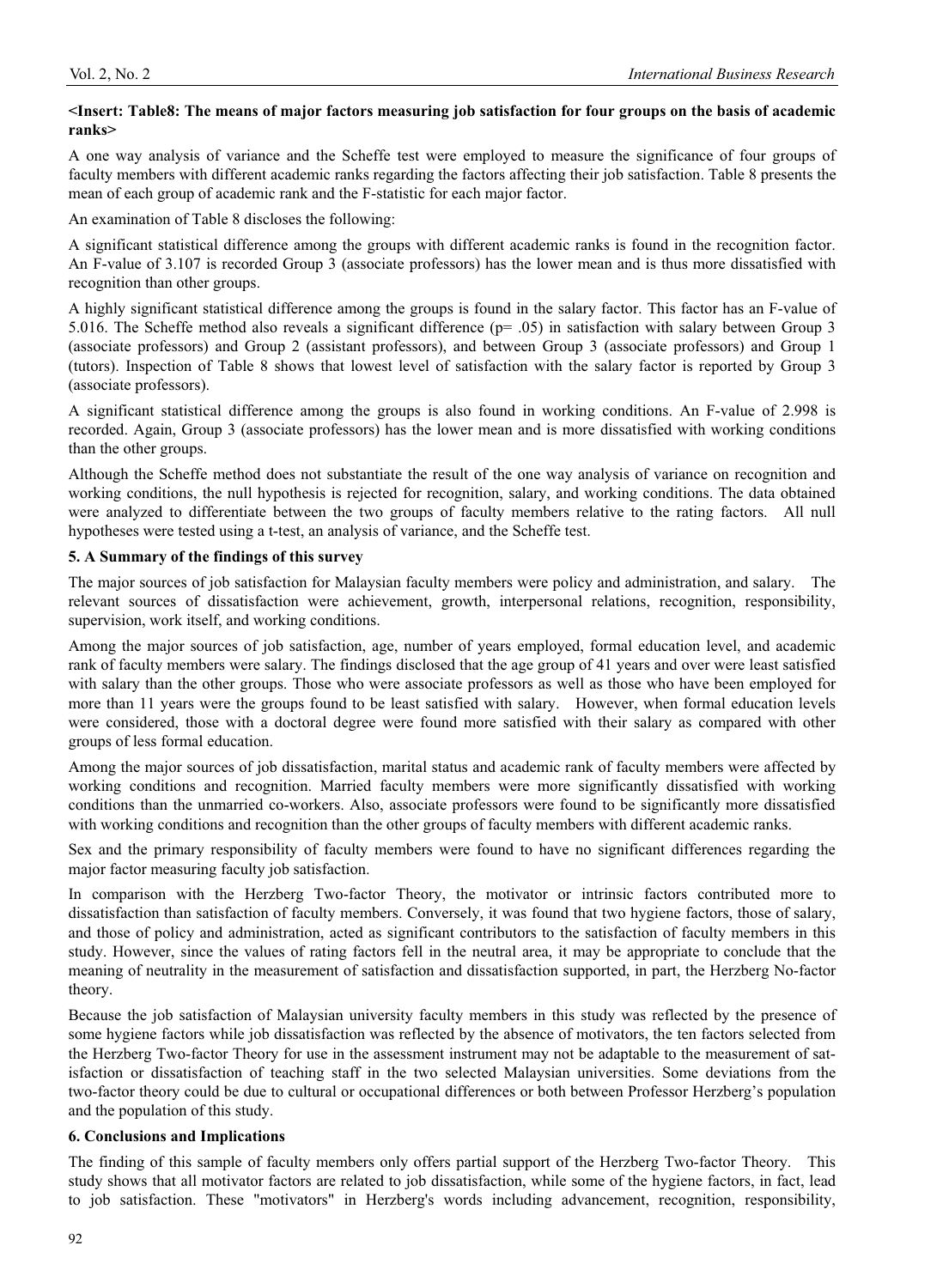**<Insert: Table8: The means of major factors measuring job satisfaction for four groups on the basis of academic ranks>**

A one way analysis of variance and the Scheffe test were employed to measure the significance of four groups of faculty members with different academic ranks regarding the factors affecting their job satisfaction. Table 8 presents the mean of each group of academic rank and the F-statistic for each major factor.

An examination of Table 8 discloses the following:

A significant statistical difference among the groups with different academic ranks is found in the recognition factor. An F-value of 3.107 is recorded Group 3 (associate professors) has the lower mean and is thus more dissatisfied with recognition than other groups.

A highly significant statistical difference among the groups is found in the salary factor. This factor has an F-value of 5.016. The Scheffe method also reveals a significant difference (p= .05) in satisfaction with salary between Group 3 (associate professors) and Group 2 (assistant professors), and between Group 3 (associate professors) and Group 1 (tutors). Inspection of Table 8 shows that lowest level of satisfaction with the salary factor is reported by Group 3 (associate professors).

A significant statistical difference among the groups is also found in working conditions. An F-value of 2.998 is recorded. Again, Group 3 (associate professors) has the lower mean and is more dissatisfied with working conditions than the other groups.

Although the Scheffe method does not substantiate the result of the one way analysis of variance on recognition and working conditions, the null hypothesis is rejected for recognition, salary, and working conditions. The data obtained were analyzed to differentiate between the two groups of faculty members relative to the rating factors. All null hypotheses were tested using a t-test, an analysis of variance, and the Scheffe test.

## 5. A Summary of the findings of this survey

The major sources of job satisfaction for Malaysian faculty members were policy and administration, and salary. The relevant sources of dissatisfaction were achievement, growth, interpersonal relations, recognition, responsibility, supervision, work itself, and working conditions.

Among the major sources of job satisfaction, age, number of years employed, formal education level, and academic rank of faculty members were salary. The findings disclosed that the age group of 41 years and over were least satisfied with salary than the other groups. Those who were associate professors as well as those who have been employed for more than 11 years were the groups found to be least satisfied with salary. However, when formal education levels were considered, those with a doctoral degree were found more satisfied with their salary as compared with other groups of less formal education.

Among the major sources of job dissatisfaction, marital status and academic rank of faculty members were affected by working conditions and recognition. Married faculty members were more significantly dissatisfied with working conditions than the unmarried co-workers. Also, associate professors were found to be significantly more dissatisfied with working conditions and recognition than the other groups of faculty members with different academic ranks.

Sex and the primary responsibility of faculty members were found to have no significant differences regarding the major factor measuring faculty job satisfaction.

In comparison with the Herzberg Two-factor Theory, the motivator or intrinsic factors contributed more to dissatisfaction than satisfaction of faculty members. Conversely, it was found that two hygiene factors, those of salary, and those of policy and administration, acted as significant contributors to the satisfaction of faculty members in this study. However, since the values of rating factors fell in the neutral area, it may be appropriate to conclude that the meaning of neutrality in the measurement of satisfaction and dissatisfaction supported, in part, the Herzberg No-factor theory.

Because the job satisfaction of Malaysian university faculty members in this study was reflected by the presence of some hygiene factors while job dissatisfaction was reflected by the absence of motivators, the ten factors selected from the Herzberg Two-factor Theory for use in the assessment instrument may not be adaptable to the measurement of satisfaction or dissatisfaction of teaching staff in the two selected Malaysian universities. Some deviations from the two-factor theory could be due to cultural or occupational differences or both between Professor Herzberg's population and the population of this study.

## 6. Conclusions and Implications

The finding of this sample of faculty members only offers partial support of the Herzberg Two-factor Theory. This study shows that all motivator factors are related to job dissatisfaction, while some of the hygiene factors, in fact, lead to job satisfaction. These "motivators" in Herzberg's words including advancement, recognition, responsibility,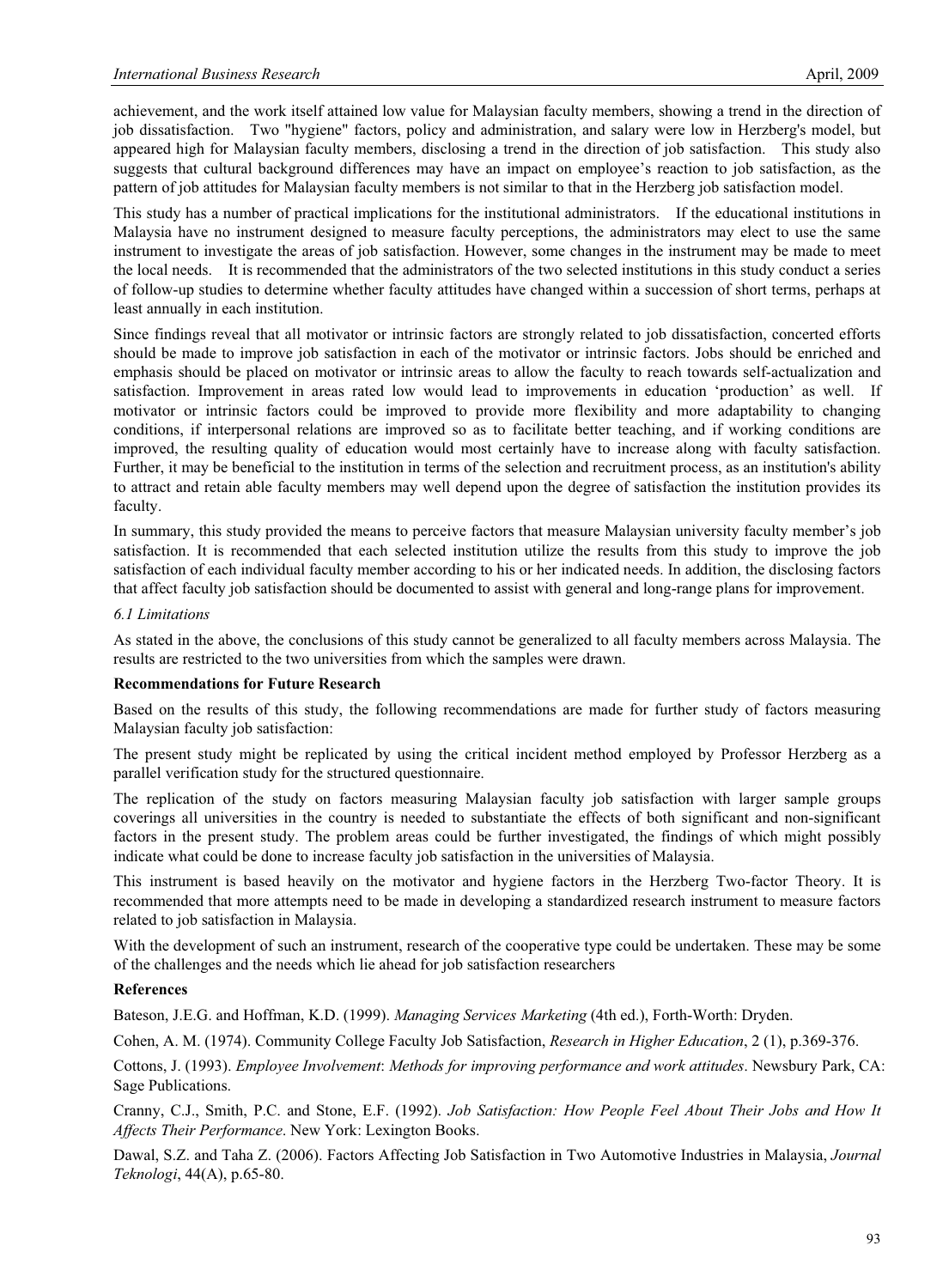achievement, and the work itself attained low value for Malaysian faculty members, showing a trend in the direction of job dissatisfaction. Two "hygiene" factors, policy and administration, and salary were low in Herzberg's model, but appeared high for Malaysian faculty members, disclosing a trend in the direction of job satisfaction. This study also suggests that cultural background differences may have an impact on employee's reaction to job satisfaction, as the pattern of job attitudes for Malaysian faculty members is not similar to that in the Herzberg job satisfaction model.

This study has a number of practical implications for the institutional administrators. If the educational institutions in Malaysia have no instrument designed to measure faculty perceptions, the administrators may elect to use the same instrument to investigate the areas of job satisfaction. However, some changes in the instrument may be made to meet the local needs. It is recommended that the administrators of the two selected institutions in this study conduct a series of follow-up studies to determine whether faculty attitudes have changed within a succession of short terms, perhaps at least annually in each institution.

Since findings reveal that all motivator or intrinsic factors are strongly related to job dissatisfaction, concerted efforts should be made to improve job satisfaction in each of the motivator or intrinsic factors. Jobs should be enriched and emphasis should be placed on motivator or intrinsic areas to allow the faculty to reach towards self-actualization and satisfaction. Improvement in areas rated low would lead to improvements in education 'production' as well. If motivator or intrinsic factors could be improved to provide more flexibility and more adaptability to changing conditions, if interpersonal relations are improved so as to facilitate better teaching, and if working conditions are improved, the resulting quality of education would most certainly have to increase along with faculty satisfaction. Further, it may be beneficial to the institution in terms of the selection and recruitment process, as an institution's ability to attract and retain able faculty members may well depend upon the degree of satisfaction the institution provides its faculty.

In summary, this study provided the means to perceive factors that measure Malaysian university faculty member's job satisfaction. It is recommended that each selected institution utilize the results from this study to improve the job satisfaction of each individual faculty member according to his or her indicated needs. In addition, the disclosing factors that affect faculty job satisfaction should be documented to assist with general and long-range plans for improvement.

### *6.1 Limitations*

As stated in the above, the conclusions of this study cannot be generalized to all faculty members across Malaysia. The results are restricted to the two universities from which the samples were drawn.

**Recommendations for Future Research**

Based on the results of this study, the following recommendations are made for further study of factors measuring Malaysian faculty job satisfaction:

The present study might be replicated by using the critical incident method employed by Professor Herzberg as a parallel verification study for the structured questionnaire.

The replication of the study on factors measuring Malaysian faculty job satisfaction with larger sample groups coverings all universities in the country is needed to substantiate the effects of both significant and non-significant factors in the present study. The problem areas could be further investigated, the findings of which might possibly indicate what could be done to increase faculty job satisfaction in the universities of Malaysia.

This instrument is based heavily on the motivator and hygiene factors in the Herzberg Two-factor Theory. It is recommended that more attempts need to be made in developing a standardized research instrument to measure factors related to job satisfaction in Malaysia.

With the development of such an instrument, research of the cooperative type could be undertaken. These may be some of the challenges and the needs which lie ahead for job satisfaction researchers

**References**

Bateson, J.E.G. and Hoffman, K.D. (1999). *Managing Services Marketing* (4th ed.), Forth-Worth: Dryden.

Cohen, A. M. (1974). Community College Faculty Job Satisfaction, *Research in Higher Education*, 2 (1), p.369-376.

Cottons, J. (1993). *Employee Involvement*: *Methods for improving performance and work attitudes*. Newsbury Park, CA: Sage Publications.

Cranny, C.J., Smith, P.C. and Stone, E.F. (1992). *Job Satisfaction: How People Feel About Their Jobs and How It Affects Their Performance*. New York: Lexington Books.

Dawal, S.Z. and Taha Z. (2006). Factors Affecting Job Satisfaction in Two Automotive Industries in Malaysia, *Journal Teknologi*, 44(A), p.65-80.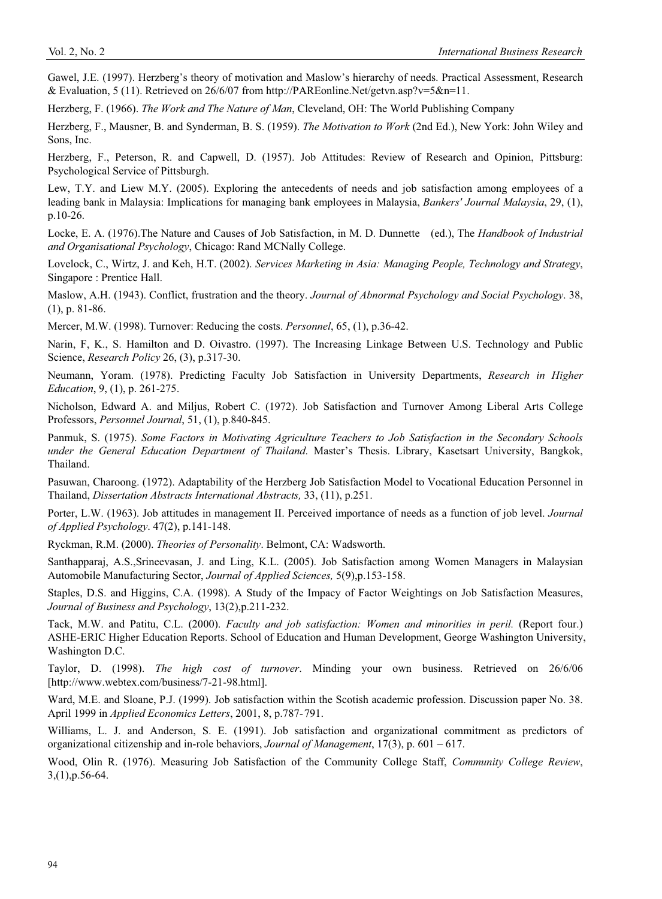Gawel, J.E. (1997). Herzberg's theory of motivation and Maslow's hierarchy of needs. Practical Assessment, Research & Evaluation, 5 (11). Retrieved on 26/6/07 from http://PAREonline.Net/getvn.asp?v=5&n=11.

Herzberg, F. (1966). *The Work and The Nature of Man*, Cleveland, OH: The World Publishing Company

Herzberg, F., Mausner, B. and Synderman, B. S. (1959). *The Motivation to Work* (2nd Ed.), New York: John Wiley and Sons, Inc.

Herzberg, F., Peterson, R. and Capwell, D. (1957). Job Attitudes: Review of Research and Opinion, Pittsburg: Psychological Service of Pittsburgh.

Lew, T.Y. and Liew M.Y. (2005). Exploring the antecedents of needs and job satisfaction among employees of a leading bank in Malaysia: Implications for managing bank employees in Malaysia, *Bankers' Journal Malaysia*, 29, (1), p.10-26.

Locke, E. A. (1976).The Nature and Causes of Job Satisfaction, in M. D. Dunnette (ed.), The *Handbook of Industrial and Organisational Psychology*, Chicago: Rand MCNally College.

Lovelock, C., Wirtz, J. and Keh, H.T. (2002). *Services Marketing in Asia: Managing People, Technology and Strategy*, Singapore : Prentice Hall.

Maslow, A.H. (1943). Conflict, frustration and the theory. *Journal of Abnormal Psychology and Social Psychology*. 38, (1), p. 81-86.

Mercer, M.W. (1998). Turnover: Reducing the costs. *Personnel*, 65, (1), p.36-42.

Narin, F, K., S. Hamilton and D. Oivastro. (1997). The Increasing Linkage Between U.S. Technology and Public Science, *Research Policy* 26, (3), p.317-30.

Neumann, Yoram. (1978). Predicting Faculty Job Satisfaction in University Departments, *Research in Higher Education*, 9, (1), p. 261-275.

Nicholson, Edward A. and Miljus, Robert C. (1972). Job Satisfaction and Turnover Among Liberal Arts College Professors, *Personnel Journal*, 51, (1), p.840-845.

Panmuk, S. (1975). *Some Factors in Motivating Agriculture Teachers to Job Satisfaction in the Secondary Schools under the General Education Department of Thailand*. Master's Thesis. Library, Kasetsart University, Bangkok, Thailand.

Pasuwan, Charoong. (1972). Adaptability of the Herzberg Job Satisfaction Model to Vocational Education Personnel in Thailand, *Dissertation Abstracts International Abstracts,* 33, (11), p.251.

Porter, L.W. (1963). Job attitudes in management II. Perceived importance of needs as a function of job level. *Journal of Applied Psychology*. 47(2), p.141-148.

Ryckman, R.M. (2000). *Theories of Personality*. Belmont, CA: Wadsworth.

Santhapparaj, A.S.,Srineevasan, J. and Ling, K.L. (2005). Job Satisfaction among Women Managers in Malaysian Automobile Manufacturing Sector, *Journal of Applied Sciences,* 5(9),p.153-158.

Staples, D.S. and Higgins, C.A. (1998). A Study of the Impact of Factor Weightings on Job Satisfaction Measures, *Journal of Business and Psychology*, 13(2),p.211-232.

Tack, M.W. and Patitu, C.L. (2000). *Faculty and job satisfaction: Women and minorities in peril.* (Report four.) ASHE-ERIC Higher Education Reports. School of Education and Human Development, George Washington University, Washington D.C.

Taylor, D. (1998). *The high cost of turnover*. Minding your own business. Retrieved on 26/6/06 [http://www.webtex.com/business/7-21-98.html].

Ward, M.E. and Sloane, P.J. (1999). Job satisfaction within the Scotish academic profession. Discussion paper No. 38. April 1999 in *Applied Economics Letters*, 2001, 8, p.787- 791.

Williams, L. J. and Anderson, S. E. (1991). Job satisfaction and organizational commitment as predictors of organizational citizenship and in-role behaviors, *Journal of Management*, 17(3), p. 601 – 617.

Wood, Olin R. (1976). Measuring Job Satisfaction of the Community College Staff, *Community College Review*, 3,(1),p.56-64.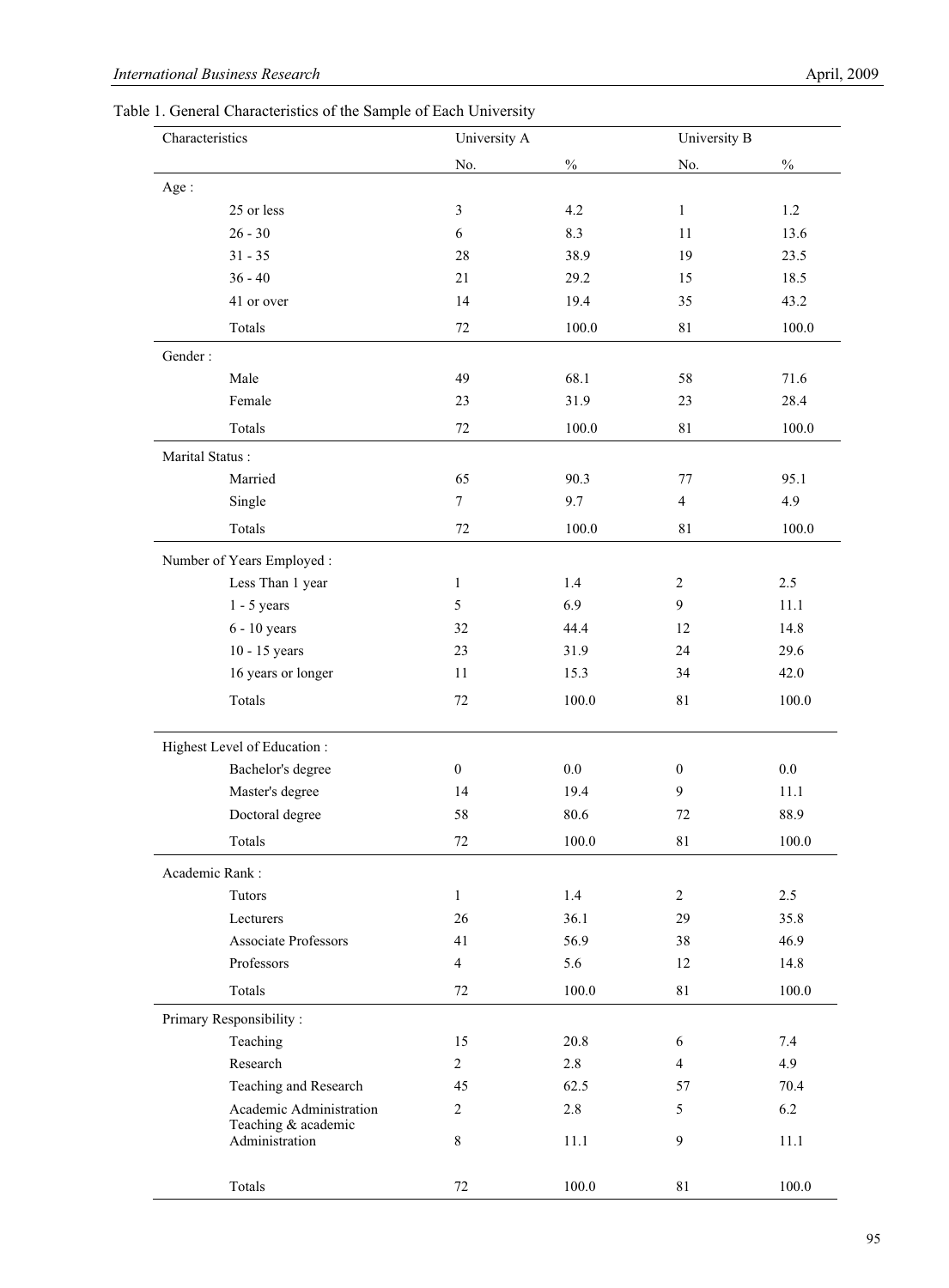Table 1. General Characteristics of the Sample of Each University

| Characteristics | University A | | University B | |
|---|---|---|---|---|
| | No. | % | No. | % |
| Age : | | | | |
| 25 or less | 3 | 4.2 | 1 | 1.2 |
| 26 - 30 | 6 | 8.3 | 11 | 13.6 |
| 31 - 35 | 28 | 38.9 | 19 | 23.5 |
| 36 - 40 | 21 | 29.2 | 15 | 18.5 |
| 41 or over | 14 | 19.4 | 35 | 43.2 |
| Totals | 72 | 100.0 | 81 | 100.0 |
| Gender : | | | | |
| Male | 49 | 68.1 | 58 | 71.6 |
| Female | 23 | 31.9 | 23 | 28.4 |
| Totals | 72 | 100.0 | 81 | 100.0 |
| Marital Status : | | | | |
| Married | 65 | 90.3 | 77 | 95.1 |
| Single | 7 | 9.7 | 4 | 4.9 |
| Totals | 72 | 100.0 | 81 | 100.0 |
| Number of Years Employed : | | | | |
| Less Than 1 year | 1 | 1.4 | 2 | 2.5 |
| 1 - 5 years | 5 | 6.9 | 9 | 11.1 |
| 6 - 10 years | 32 | 44.4 | 12 | 14.8 |
| 10 - 15 years | 23 | 31.9 | 24 | 29.6 |
| 16 years or longer | 11 | 15.3 | 34 | 42.0 |
| Totals | 72 | 100.0 | 81 | 100.0 |
| Highest Level of Education : | | | | |
| Bachelor's degree | 0 | 0.0 | 0 | 0.0 |
| Master's degree | 14 | 19.4 | 9 | 11.1 |
| Doctoral degree | 58 | 80.6 | 72 | 88.9 |
| Totals | 72 | 100.0 | 81 | 100.0 |
| Academic Rank : | | | | |
| Tutors | 1 | 1.4 | 2 | 2.5 |
| Lecturers | 26 | 36.1 | 29 | 35.8 |
| Associate Professors | 41 | 56.9 | 38 | 46.9 |
| Professors | 4 | 5.6 | 12 | 14.8 |
| Totals | 72 | 100.0 | 81 | 100.0 |
| Primary Responsibility : | | | | |
| Teaching | 15 | 20.8 | 6 | 7.4 |
| Research | 2 | 2.8 | 4 | 4.9 |
| Teaching and Research | 45 | 62.5 | 57 | 70.4 |
| Academic Administration | 2 | 2.8 | 5 | 6.2 |
| Teaching & academic Administration | 8 | 11.1 | 9 | 11.1 |
| Totals | 72 | 100.0 | 81 | 100.0 |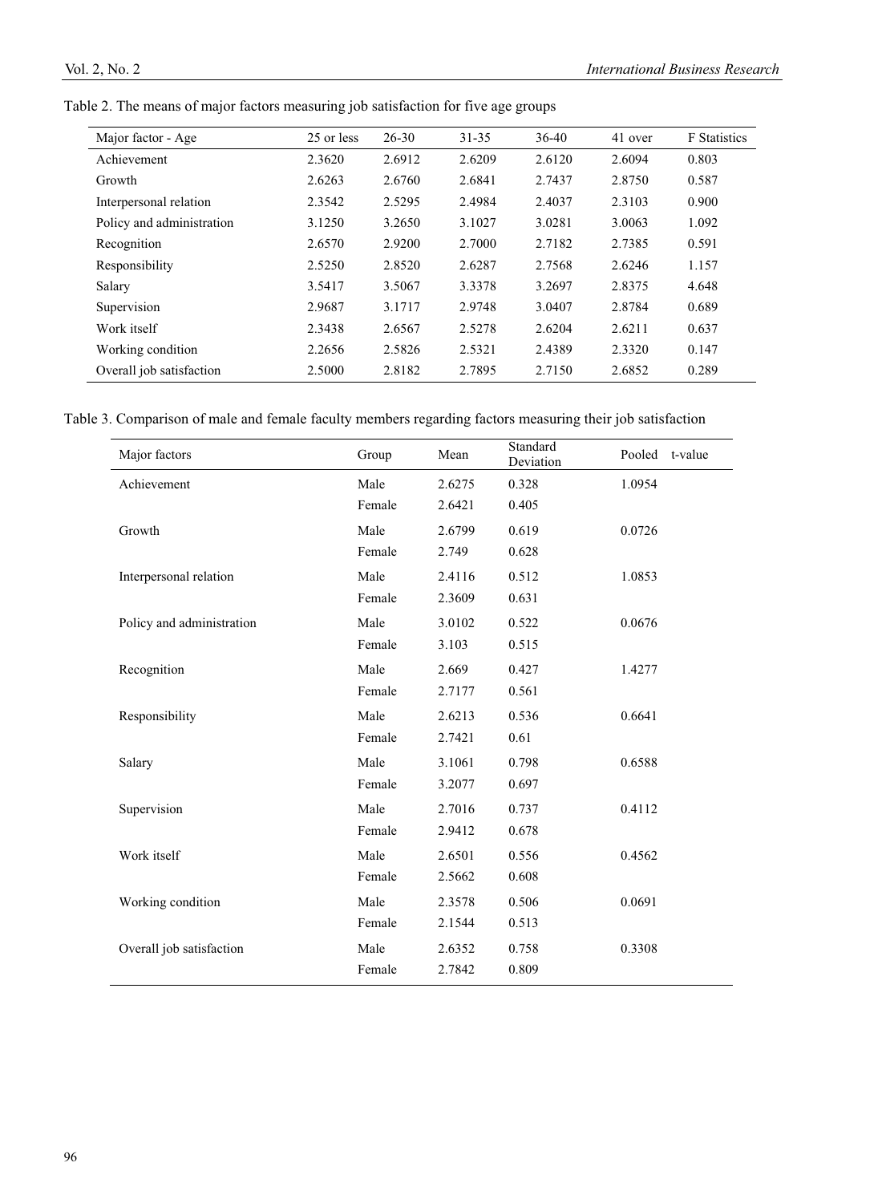Table 2. The means of major factors measuring job satisfaction for five age groups

| Major factor - Age | 25 or less | 26-30 | 31-35 | 36-40 | 41 over | F Statistics |
|---|---|---|---|---|---|---|
| Achievement | 2.3620 | 2.6912 | 2.6209 | 2.6120 | 2.6094 | 0.803 |
| Growth | 2.6263 | 2.6760 | 2.6841 | 2.7437 | 2.8750 | 0.587 |
| Interpersonal relation | 2.3542 | 2.5295 | 2.4984 | 2.4037 | 2.3103 | 0.900 |
| Policy and administration | 3.1250 | 3.2650 | 3.1027 | 3.0281 | 3.0063 | 1.092 |
| Recognition | 2.6570 | 2.9200 | 2.7000 | 2.7182 | 2.7385 | 0.591 |
| Responsibility | 2.5250 | 2.8520 | 2.6287 | 2.7568 | 2.6246 | 1.157 |
| Salary | 3.5417 | 3.5067 | 3.3378 | 3.2697 | 2.8375 | 4.648 |
| Supervision | 2.9687 | 3.1717 | 2.9748 | 3.0407 | 2.8784 | 0.689 |
| Work itself | 2.3438 | 2.6567 | 2.5278 | 2.6204 | 2.6211 | 0.637 |
| Working condition | 2.2656 | 2.5826 | 2.5321 | 2.4389 | 2.3320 | 0.147 |
| Overall job satisfaction | 2.5000 | 2.8182 | 2.7895 | 2.7150 | 2.6852 | 0.289 |

Table 3. Comparison of male and female faculty members regarding factors measuring their job satisfaction

| Major factors | Group | Mean | Standard Deviation | Pooled t-value |
|---|---|---|---|---|
| Achievement | Male | 2.6275 | 0.328 | 1.0954 |
| | Female | 2.6421 | 0.405 | |
| Growth | Male | 2.6799 | 0.619 | 0.0726 |
| | Female | 2.749 | 0.628 | |
| Interpersonal relation | Male | 2.4116 | 0.512 | 1.0853 |
| | Female | 2.3609 | 0.631 | |
| Policy and administration | Male | 3.0102 | 0.522 | 0.0676 |
| | Female | 3.103 | 0.515 | |
| Recognition | Male | 2.669 | 0.427 | 1.4277 |
| | Female | 2.7177 | 0.561 | |
| Responsibility | Male | 2.6213 | 0.536 | 0.6641 |
| | Female | 2.7421 | 0.61 | |
| Salary | Male | 3.1061 | 0.798 | 0.6588 |
| | Female | 3.2077 | 0.697 | |
| Supervision | Male | 2.7016 | 0.737 | 0.4112 |
| | Female | 2.9412 | 0.678 | |
| Work itself | Male | 2.6501 | 0.556 | 0.4562 |
| | Female | 2.5662 | 0.608 | |
| Working condition | Male | 2.3578 | 0.506 | 0.0691 |
| | Female | 2.1544 | 0.513 | |
| Overall job satisfaction | Male | 2.6352 | 0.758 | 0.3308 |
| | Female | 2.7842 | 0.809 | |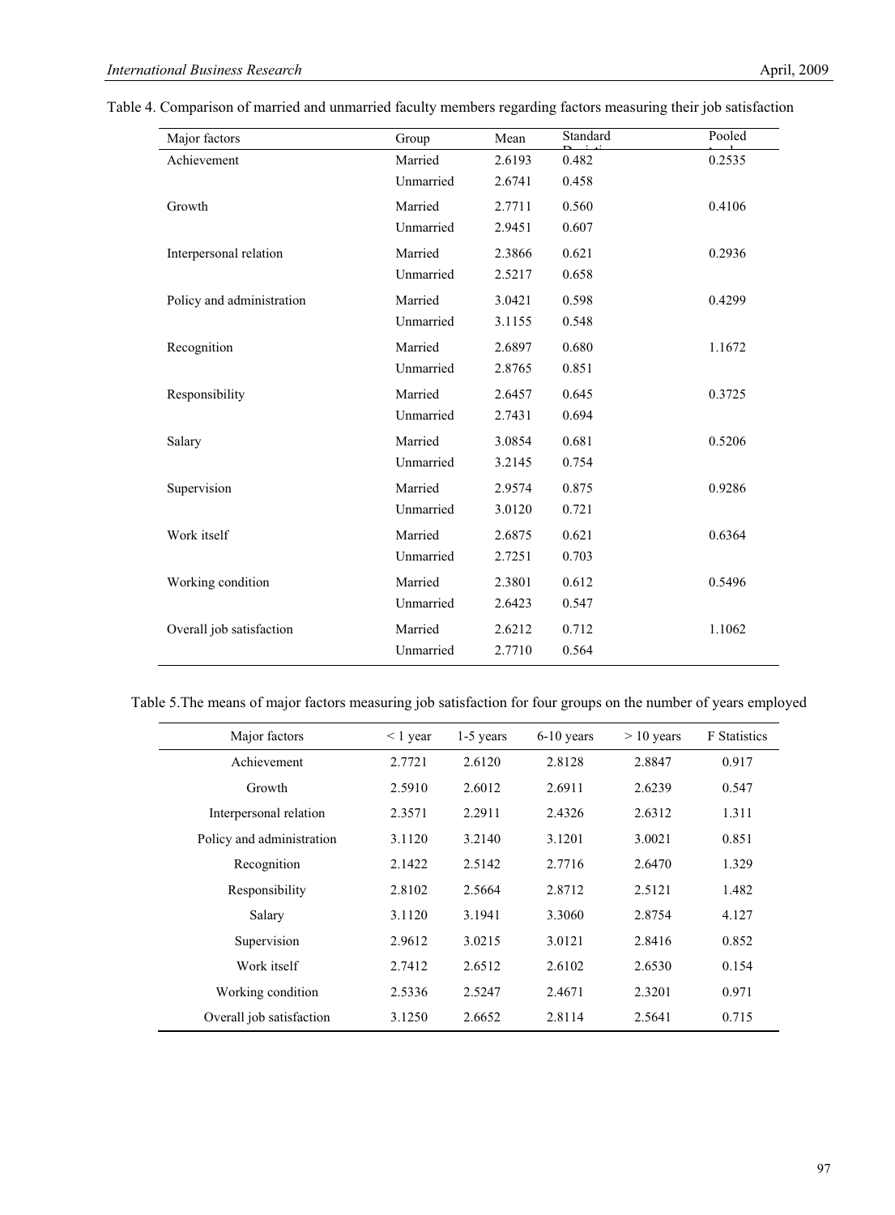Table 4. Comparison of married and unmarried faculty members regarding factors measuring their job satisfaction

| Major factors | Group | Mean | Standard Deviation | Pooled t-value |
|---|---|---|---|---|
| Achievement | Married | 2.6193 | 0.482 | 0.2535 |
| | Unmarried | 2.6741 | 0.458 | |
| Growth | Married | 2.7711 | 0.560 | 0.4106 |
| | Unmarried | 2.9451 | 0.607 | |
| Interpersonal relation | Married | 2.3866 | 0.621 | 0.2936 |
| | Unmarried | 2.5217 | 0.658 | |
| Policy and administration | Married | 3.0421 | 0.598 | 0.4299 |
| | Unmarried | 3.1155 | 0.548 | |
| Recognition | Married | 2.6897 | 0.680 | 1.1672 |
| | Unmarried | 2.8765 | 0.851 | |
| Responsibility | Married | 2.6457 | 0.645 | 0.3725 |
| | Unmarried | 2.7431 | 0.694 | |
| Salary | Married | 3.0854 | 0.681 | 0.5206 |
| | Unmarried | 3.2145 | 0.754 | |
| Supervision | Married | 2.9574 | 0.875 | 0.9286 |
| | Unmarried | 3.0120 | 0.721 | |
| Work itself | Married | 2.6875 | 0.621 | 0.6364 |
| | Unmarried | 2.7251 | 0.703 | |
| Working condition | Married | 2.3801 | 0.612 | 0.5496 |
| | Unmarried | 2.6423 | 0.547 | |
| Overall job satisfaction | Married | 2.6212 | 0.712 | 1.1062 |
| | Unmarried | 2.7710 | 0.564 | |

Table 5.The means of major factors measuring job satisfaction for four groups on the number of years employed

| Major factors | < 1 year | 1-5 years | 6-10 years | > 10 years | F Statistics |
|---|---|---|---|---|---|
| Achievement | 2.7721 | 2.6120 | 2.8128 | 2.8847 | 0.917 |
| Growth | 2.5910 | 2.6012 | 2.6911 | 2.6239 | 0.547 |
| Interpersonal relation | 2.3571 | 2.2911 | 2.4326 | 2.6312 | 1.311 |
| Policy and administration | 3.1120 | 3.2140 | 3.1201 | 3.0021 | 0.851 |
| Recognition | 2.1422 | 2.5142 | 2.7716 | 2.6470 | 1.329 |
| Responsibility | 2.8102 | 2.5664 | 2.8712 | 2.5121 | 1.482 |
| Salary | 3.1120 | 3.1941 | 3.3060 | 2.8754 | 4.127 |
| Supervision | 2.9612 | 3.0215 | 3.0121 | 2.8416 | 0.852 |
| Work itself | 2.7412 | 2.6512 | 2.6102 | 2.6530 | 0.154 |
| Working condition | 2.5336 | 2.5247 | 2.4671 | 2.3201 | 0.971 |
| Overall job satisfaction | 3.1250 | 2.6652 | 2.8114 | 2.5641 | 0.715 |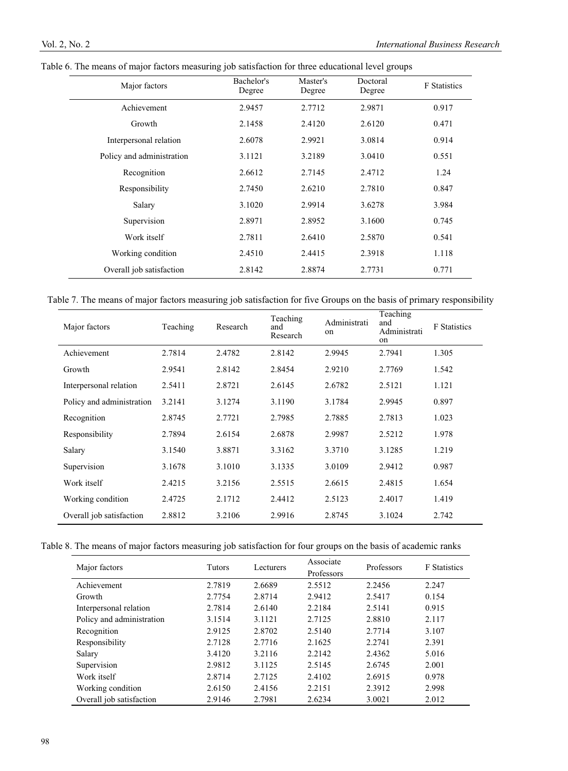Table 6. The means of major factors measuring job satisfaction for three educational level groups

| Major factors | Bachelor's Degree | Master's Degree | Doctoral Degree | F Statistics |
|---|---|---|---|---|
| Achievement | 2.9457 | 2.7712 | 2.9871 | 0.917 |
| Growth | 2.1458 | 2.4120 | 2.6120 | 0.471 |
| Interpersonal relation | 2.6078 | 2.9921 | 3.0814 | 0.914 |
| Policy and administration | 3.1121 | 3.2189 | 3.0410 | 0.551 |
| Recognition | 2.6612 | 2.7145 | 2.4712 | 1.24 |
| Responsibility | 2.7450 | 2.6210 | 2.7810 | 0.847 |
| Salary | 3.1020 | 2.9914 | 3.6278 | 3.984 |
| Supervision | 2.8971 | 2.8952 | 3.1600 | 0.745 |
| Work itself | 2.7811 | 2.6410 | 2.5870 | 0.541 |
| Working condition | 2.4510 | 2.4415 | 2.3918 | 1.118 |
| Overall job satisfaction | 2.8142 | 2.8874 | 2.7731 | 0.771 |

Table 7. The means of major factors measuring job satisfaction for five Groups on the basis of primary responsibility

| Major factors | Teaching | Research | Teaching and Research | Administration | Teaching and Administration | F Statistics |
|---|---|---|---|---|---|---|
| Achievement | 2.7814 | 2.4782 | 2.8142 | 2.9945 | 2.7941 | 1.305 |
| Growth | 2.9541 | 2.8142 | 2.8454 | 2.9210 | 2.7769 | 1.542 |
| Interpersonal relation | 2.5411 | 2.8721 | 2.6145 | 2.6782 | 2.5121 | 1.121 |
| Policy and administration | 3.2141 | 3.1274 | 3.1190 | 3.1784 | 2.9945 | 0.897 |
| Recognition | 2.8745 | 2.7721 | 2.7985 | 2.7885 | 2.7813 | 1.023 |
| Responsibility | 2.7894 | 2.6154 | 2.6878 | 2.9987 | 2.5212 | 1.978 |
| Salary | 3.1540 | 3.8871 | 3.3162 | 3.3710 | 3.1285 | 1.219 |
| Supervision | 3.1678 | 3.1010 | 3.1335 | 3.0109 | 2.9412 | 0.987 |
| Work itself | 2.4215 | 3.2156 | 2.5515 | 2.6615 | 2.4815 | 1.654 |
| Working condition | 2.4725 | 2.1712 | 2.4412 | 2.5123 | 2.4017 | 1.419 |
| Overall job satisfaction | 2.8812 | 3.2106 | 2.9916 | 2.8745 | 3.1024 | 2.742 |

Table 8. The means of major factors measuring job satisfaction for four groups on the basis of academic ranks

| Major factors | Tutors | Lecturers | Associate Professors | Professors | F Statistics |
|---|---|---|---|---|---|
| Achievement | 2.7819 | 2.6689 | 2.5512 | 2.2456 | 2.247 |
| Growth | 2.7754 | 2.8714 | 2.9412 | 2.5417 | 0.154 |
| Interpersonal relation | 2.7814 | 2.6140 | 2.2184 | 2.5141 | 0.915 |
| Policy and administration | 3.1514 | 3.1121 | 2.7125 | 2.8810 | 2.117 |
| Recognition | 2.9125 | 2.8702 | 2.5140 | 2.7714 | 3.107 |
| Responsibility | 2.7128 | 2.7716 | 2.1625 | 2.2741 | 2.391 |
| Salary | 3.4120 | 3.2116 | 2.2142 | 2.4362 | 5.016 |
| Supervision | 2.9812 | 3.1125 | 2.5145 | 2.6745 | 2.001 |
| Work itself | 2.8714 | 2.7125 | 2.4102 | 2.6915 | 0.978 |
| Working condition | 2.6150 | 2.4156 | 2.2151 | 2.3912 | 2.998 |
| Overall job satisfaction | 2.9146 | 2.7981 | 2.6234 | 3.0021 | 2.012 |